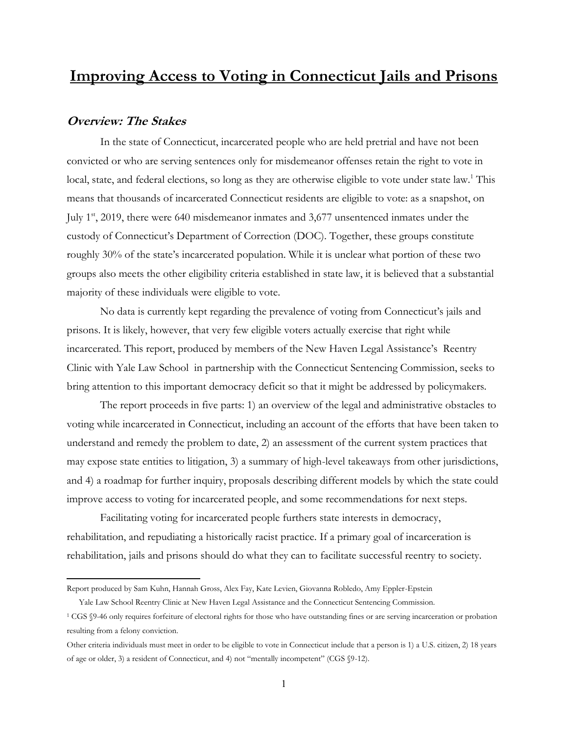# Improving Access to Voting in Connecticut Jails and Prisons

## *Overview: The Stakes*

In the state of Connecticut, incarcerated people who are held pretrial and have not been convicted or who are serving sentences only for misdemeanor offenses retain the right to vote in local, state, and federal elections, so long as they are otherwise eligible to vote under state law.[1] This means that thousands of incarcerated Connecticut residents are eligible to vote: as a snapshot, on July 1st, 2019, there were 640 misdemeanor inmates and 3,677 unsentenced inmates under the custody of Connecticut's Department of Correction (DOC). Together, these groups constitute roughly 30% of the state's incarcerated population. While it is unclear what portion of these two groups also meets the other eligibility criteria established in state law, it is believed that a substantial majority of these individuals were eligible to vote.

No data is currently kept regarding the prevalence of voting from Connecticut's jails and prisons. It is likely, however, that very few eligible voters actually exercise that right while incarcerated. This report, produced by members of the New Haven Legal Assistance's Reentry Clinic with Yale Law School in partnership with the Connecticut Sentencing Commission, seeks to bring attention to this important democracy deficit so that it might be addressed by policymakers.

The report proceeds in five parts: 1) an overview of the legal and administrative obstacles to voting while incarcerated in Connecticut, including an account of the efforts that have been taken to understand and remedy the problem to date, 2) an assessment of the current system practices that may expose state entities to litigation, 3) a summary of high-level takeaways from other jurisdictions, and 4) a roadmap for further inquiry, proposals describing different models by which the state could improve access to voting for incarcerated people, and some recommendations for next steps.

Facilitating voting for incarcerated people furthers state interests in democracy, rehabilitation, and repudiating a historically racist practice. If a primary goal of incarceration is rehabilitation, jails and prisons should do what they can to facilitate successful reentry to society.

---

Report produced by Sam Kuhn, Hannah Gross, Alex Fay, Kate Levien, Giovanna Robledo, Amy Eppler-Epstein

Yale Law School Reentry Clinic at New Haven Legal Assistance and the Connecticut Sentencing Commission.

[1] CGS §9-46 only requires forfeiture of electoral rights for those who have outstanding fines or are serving incarceration or probation resulting from a felony conviction.

Other criteria individuals must meet in order to be eligible to vote in Connecticut include that a person is 1) a U.S. citizen, 2) 18 years of age or older, 3) a resident of Connecticut, and 4) not "mentally incompetent" (CGS §9-12).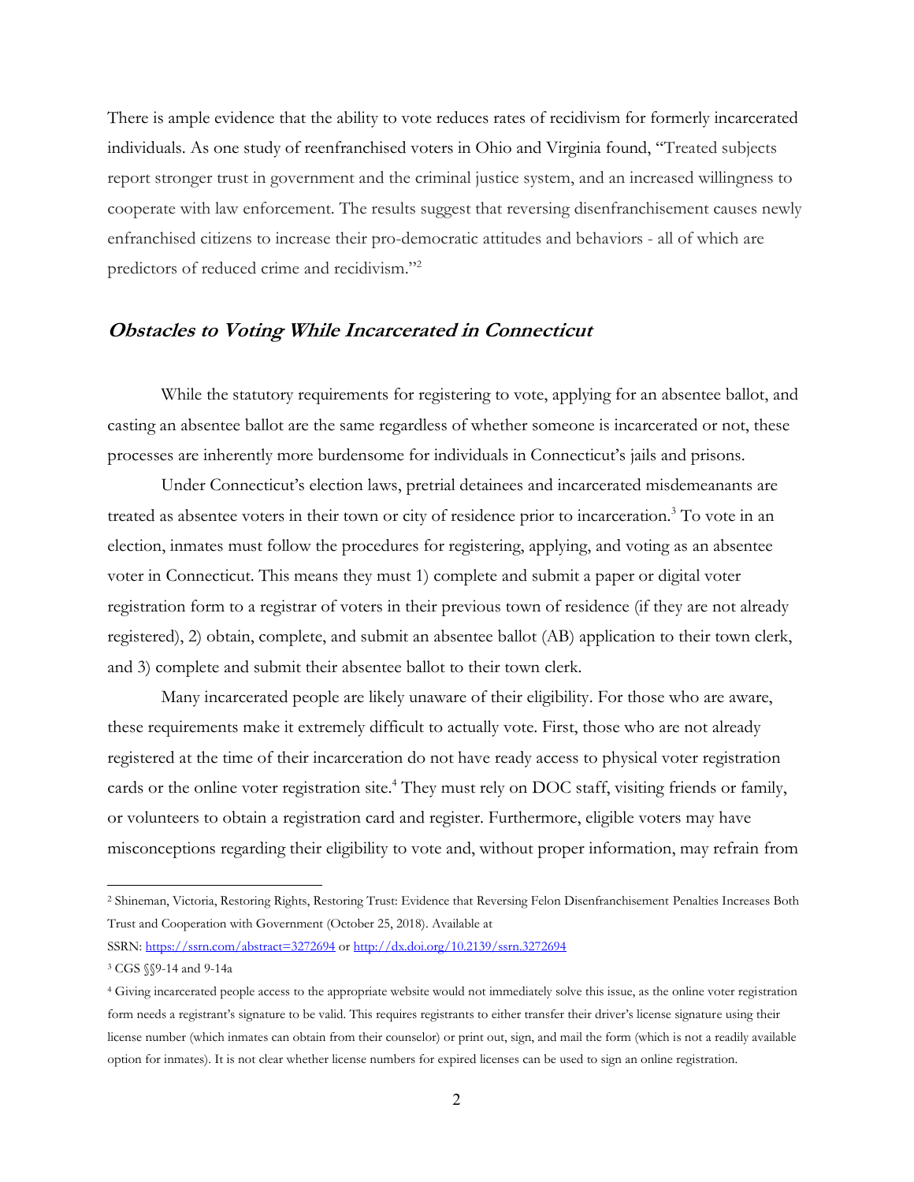There is ample evidence that the ability to vote reduces rates of recidivism for formerly incarcerated individuals. As one study of reenfranchised voters in Ohio and Virginia found, "Treated subjects report stronger trust in government and the criminal justice system, and an increased willingness to cooperate with law enforcement. The results suggest that reversing disenfranchisement causes newly enfranchised citizens to increase their pro-democratic attitudes and behaviors - all of which are predictors of reduced crime and recidivism."[2]

## ***Obstacles to Voting While Incarcerated in Connecticut***

While the statutory requirements for registering to vote, applying for an absentee ballot, and casting an absentee ballot are the same regardless of whether someone is incarcerated or not, these processes are inherently more burdensome for individuals in Connecticut's jails and prisons.

Under Connecticut's election laws, pretrial detainees and incarcerated misdemeanants are treated as absentee voters in their town or city of residence prior to incarceration.[3] To vote in an election, inmates must follow the procedures for registering, applying, and voting as an absentee voter in Connecticut. This means they must 1) complete and submit a paper or digital voter registration form to a registrar of voters in their previous town of residence (if they are not already registered), 2) obtain, complete, and submit an absentee ballot (AB) application to their town clerk, and 3) complete and submit their absentee ballot to their town clerk.

Many incarcerated people are likely unaware of their eligibility. For those who are aware, these requirements make it extremely difficult to actually vote. First, those who are not already registered at the time of their incarceration do not have ready access to physical voter registration cards or the online voter registration site.[4] They must rely on DOC staff, visiting friends or family, or volunteers to obtain a registration card and register. Furthermore, eligible voters may have misconceptions regarding their eligibility to vote and, without proper information, may refrain from

---

[2] Shineman, Victoria, Restoring Rights, Restoring Trust: Evidence that Reversing Felon Disenfranchisement Penalties Increases Both Trust and Cooperation with Government (October 25, 2018). Available at SSRN: https://ssrn.com/abstract=3272694 or http://dx.doi.org/10.2139/ssrn.3272694

[3] CGS §§9-14 and 9-14a

[4] Giving incarcerated people access to the appropriate website would not immediately solve this issue, as the online voter registration form needs a registrant's signature to be valid. This requires registrants to either transfer their driver's license signature using their license number (which inmates can obtain from their counselor) or print out, sign, and mail the form (which is not a readily available option for inmates). It is not clear whether license numbers for expired licenses can be used to sign an online registration.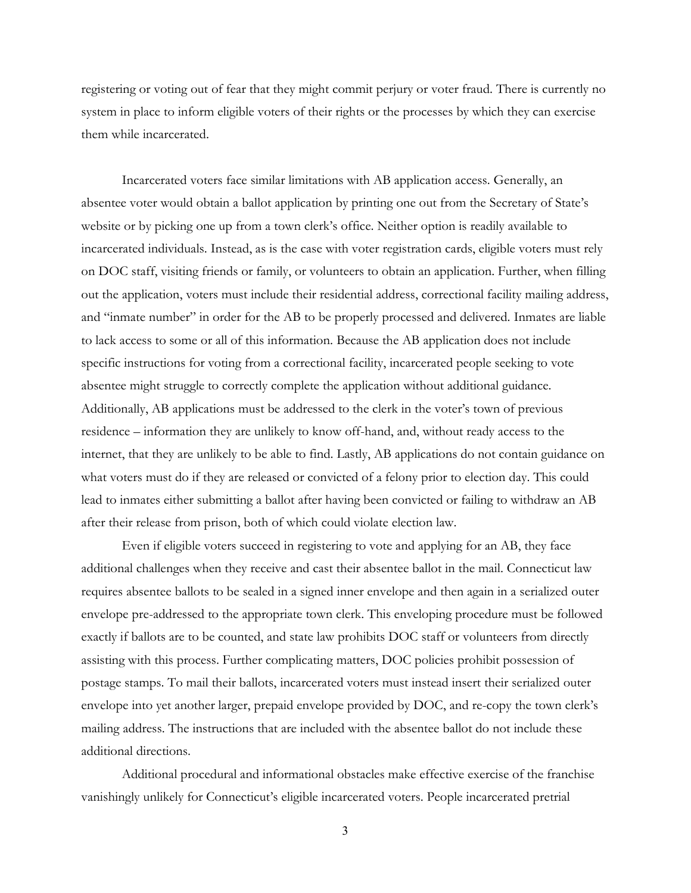registering or voting out of fear that they might commit perjury or voter fraud. There is currently no system in place to inform eligible voters of their rights or the processes by which they can exercise them while incarcerated.

Incarcerated voters face similar limitations with AB application access. Generally, an absentee voter would obtain a ballot application by printing one out from the Secretary of State's website or by picking one up from a town clerk's office. Neither option is readily available to incarcerated individuals. Instead, as is the case with voter registration cards, eligible voters must rely on DOC staff, visiting friends or family, or volunteers to obtain an application. Further, when filling out the application, voters must include their residential address, correctional facility mailing address, and "inmate number" in order for the AB to be properly processed and delivered. Inmates are liable to lack access to some or all of this information. Because the AB application does not include specific instructions for voting from a correctional facility, incarcerated people seeking to vote absentee might struggle to correctly complete the application without additional guidance. Additionally, AB applications must be addressed to the clerk in the voter's town of previous residence – information they are unlikely to know off-hand, and, without ready access to the internet, that they are unlikely to be able to find. Lastly, AB applications do not contain guidance on what voters must do if they are released or convicted of a felony prior to election day. This could lead to inmates either submitting a ballot after having been convicted or failing to withdraw an AB after their release from prison, both of which could violate election law.

Even if eligible voters succeed in registering to vote and applying for an AB, they face additional challenges when they receive and cast their absentee ballot in the mail. Connecticut law requires absentee ballots to be sealed in a signed inner envelope and then again in a serialized outer envelope pre-addressed to the appropriate town clerk. This enveloping procedure must be followed exactly if ballots are to be counted, and state law prohibits DOC staff or volunteers from directly assisting with this process. Further complicating matters, DOC policies prohibit possession of postage stamps. To mail their ballots, incarcerated voters must instead insert their serialized outer envelope into yet another larger, prepaid envelope provided by DOC, and re-copy the town clerk's mailing address. The instructions that are included with the absentee ballot do not include these additional directions.

Additional procedural and informational obstacles make effective exercise of the franchise vanishingly unlikely for Connecticut's eligible incarcerated voters. People incarcerated pretrial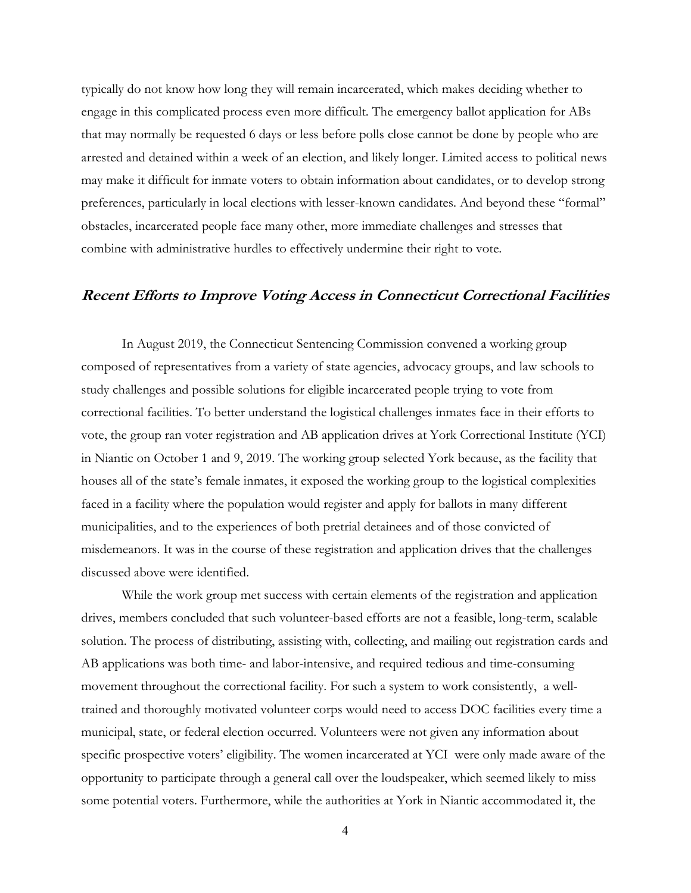typically do not know how long they will remain incarcerated, which makes deciding whether to engage in this complicated process even more difficult. The emergency ballot application for ABs that may normally be requested 6 days or less before polls close cannot be done by people who are arrested and detained within a week of an election, and likely longer. Limited access to political news may make it difficult for inmate voters to obtain information about candidates, or to develop strong preferences, particularly in local elections with lesser-known candidates. And beyond these "formal" obstacles, incarcerated people face many other, more immediate challenges and stresses that combine with administrative hurdles to effectively undermine their right to vote.

## *Recent Efforts to Improve Voting Access in Connecticut Correctional Facilities*

In August 2019, the Connecticut Sentencing Commission convened a working group composed of representatives from a variety of state agencies, advocacy groups, and law schools to study challenges and possible solutions for eligible incarcerated people trying to vote from correctional facilities. To better understand the logistical challenges inmates face in their efforts to vote, the group ran voter registration and AB application drives at York Correctional Institute (YCI) in Niantic on October 1 and 9, 2019. The working group selected York because, as the facility that houses all of the state's female inmates, it exposed the working group to the logistical complexities faced in a facility where the population would register and apply for ballots in many different municipalities, and to the experiences of both pretrial detainees and of those convicted of misdemeanors. It was in the course of these registration and application drives that the challenges discussed above were identified.

While the work group met success with certain elements of the registration and application drives, members concluded that such volunteer-based efforts are not a feasible, long-term, scalable solution. The process of distributing, assisting with, collecting, and mailing out registration cards and AB applications was both time- and labor-intensive, and required tedious and time-consuming movement throughout the correctional facility. For such a system to work consistently, a well-trained and thoroughly motivated volunteer corps would need to access DOC facilities every time a municipal, state, or federal election occurred. Volunteers were not given any information about specific prospective voters' eligibility. The women incarcerated at YCI were only made aware of the opportunity to participate through a general call over the loudspeaker, which seemed likely to miss some potential voters. Furthermore, while the authorities at York in Niantic accommodated it, the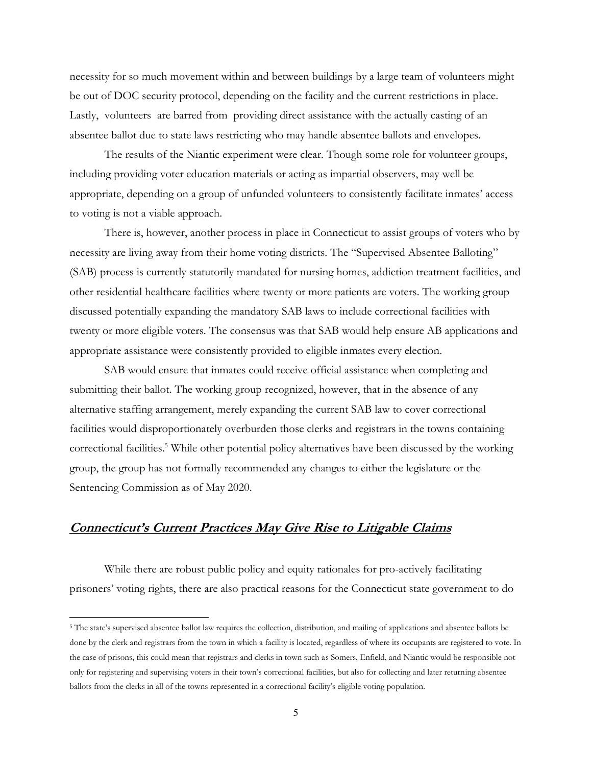necessity for so much movement within and between buildings by a large team of volunteers might be out of DOC security protocol, depending on the facility and the current restrictions in place. Lastly, volunteers are barred from providing direct assistance with the actually casting of an absentee ballot due to state laws restricting who may handle absentee ballots and envelopes.

The results of the Niantic experiment were clear. Though some role for volunteer groups, including providing voter education materials or acting as impartial observers, may well be appropriate, depending on a group of unfunded volunteers to consistently facilitate inmates' access to voting is not a viable approach.

There is, however, another process in place in Connecticut to assist groups of voters who by necessity are living away from their home voting districts. The "Supervised Absentee Balloting" (SAB) process is currently statutorily mandated for nursing homes, addiction treatment facilities, and other residential healthcare facilities where twenty or more patients are voters. The working group discussed potentially expanding the mandatory SAB laws to include correctional facilities with twenty or more eligible voters. The consensus was that SAB would help ensure AB applications and appropriate assistance were consistently provided to eligible inmates every election.

SAB would ensure that inmates could receive official assistance when completing and submitting their ballot. The working group recognized, however, that in the absence of any alternative staffing arrangement, merely expanding the current SAB law to cover correctional facilities would disproportionately overburden those clerks and registrars in the towns containing correctional facilities.[5] While other potential policy alternatives have been discussed by the working group, the group has not formally recommended any changes to either the legislature or the Sentencing Commission as of May 2020.

## ***Connecticut's Current Practices May Give Rise to Litigable Claims***

While there are robust public policy and equity rationales for pro-actively facilitating prisoners' voting rights, there are also practical reasons for the Connecticut state government to do

[5] The state's supervised absentee ballot law requires the collection, distribution, and mailing of applications and absentee ballots be done by the clerk and registrars from the town in which a facility is located, regardless of where its occupants are registered to vote. In the case of prisons, this could mean that registrars and clerks in town such as Somers, Enfield, and Niantic would be responsible not only for registering and supervising voters in their town's correctional facilities, but also for collecting and later returning absentee ballots from the clerks in all of the towns represented in a correctional facility's eligible voting population.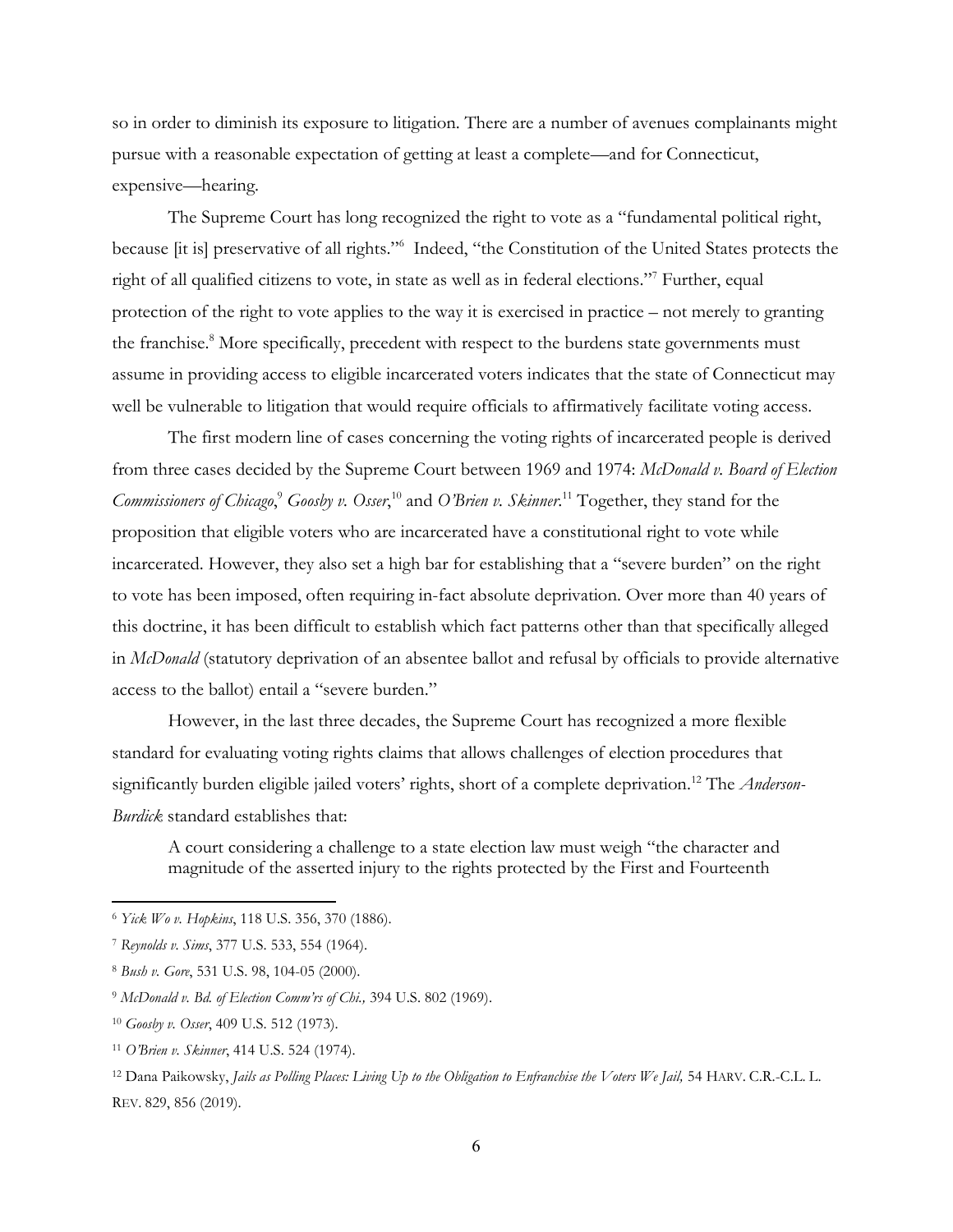so in order to diminish its exposure to litigation. There are a number of avenues complainants might pursue with a reasonable expectation of getting at least a complete—and for Connecticut, expensive—hearing.

The Supreme Court has long recognized the right to vote as a "fundamental political right, because [it is] preservative of all rights."[6] Indeed, "the Constitution of the United States protects the right of all qualified citizens to vote, in state as well as in federal elections."[7] Further, equal protection of the right to vote applies to the way it is exercised in practice – not merely to granting the franchise.[8] More specifically, precedent with respect to the burdens state governments must assume in providing access to eligible incarcerated voters indicates that the state of Connecticut may well be vulnerable to litigation that would require officials to affirmatively facilitate voting access.

The first modern line of cases concerning the voting rights of incarcerated people is derived from three cases decided by the Supreme Court between 1969 and 1974: *McDonald v. Board of Election Commissioners of Chicago*,[9] *Goosby v. Osser*,[10] and *O'Brien v. Skinner*.[11] Together, they stand for the proposition that eligible voters who are incarcerated have a constitutional right to vote while incarcerated. However, they also set a high bar for establishing that a "severe burden" on the right to vote has been imposed, often requiring in-fact absolute deprivation. Over more than 40 years of this doctrine, it has been difficult to establish which fact patterns other than that specifically alleged in *McDonald* (statutory deprivation of an absentee ballot and refusal by officials to provide alternative access to the ballot) entail a "severe burden."

However, in the last three decades, the Supreme Court has recognized a more flexible standard for evaluating voting rights claims that allows challenges of election procedures that significantly burden eligible jailed voters' rights, short of a complete deprivation.[12] The *Anderson-Burdick* standard establishes that:

> A court considering a challenge to a state election law must weigh "the character and magnitude of the asserted injury to the rights protected by the First and Fourteenth

---

[6] *Yick Wo v. Hopkins*, 118 U.S. 356, 370 (1886).

[7] *Reynolds v. Sims*, 377 U.S. 533, 554 (1964).

[8] *Bush v. Gore*, 531 U.S. 98, 104-05 (2000).

[9] *McDonald v. Bd. of Election Comm'rs of Chi.,* 394 U.S. 802 (1969).

[10] *Goosby v. Osser*, 409 U.S. 512 (1973).

[11] *O'Brien v. Skinner*, 414 U.S. 524 (1974).

[12] Dana Paikowsky, *Jails as Polling Places: Living Up to the Obligation to Enfranchise the Voters We Jail,* 54 HARV. C.R.-C.L. L. REV. 829, 856 (2019).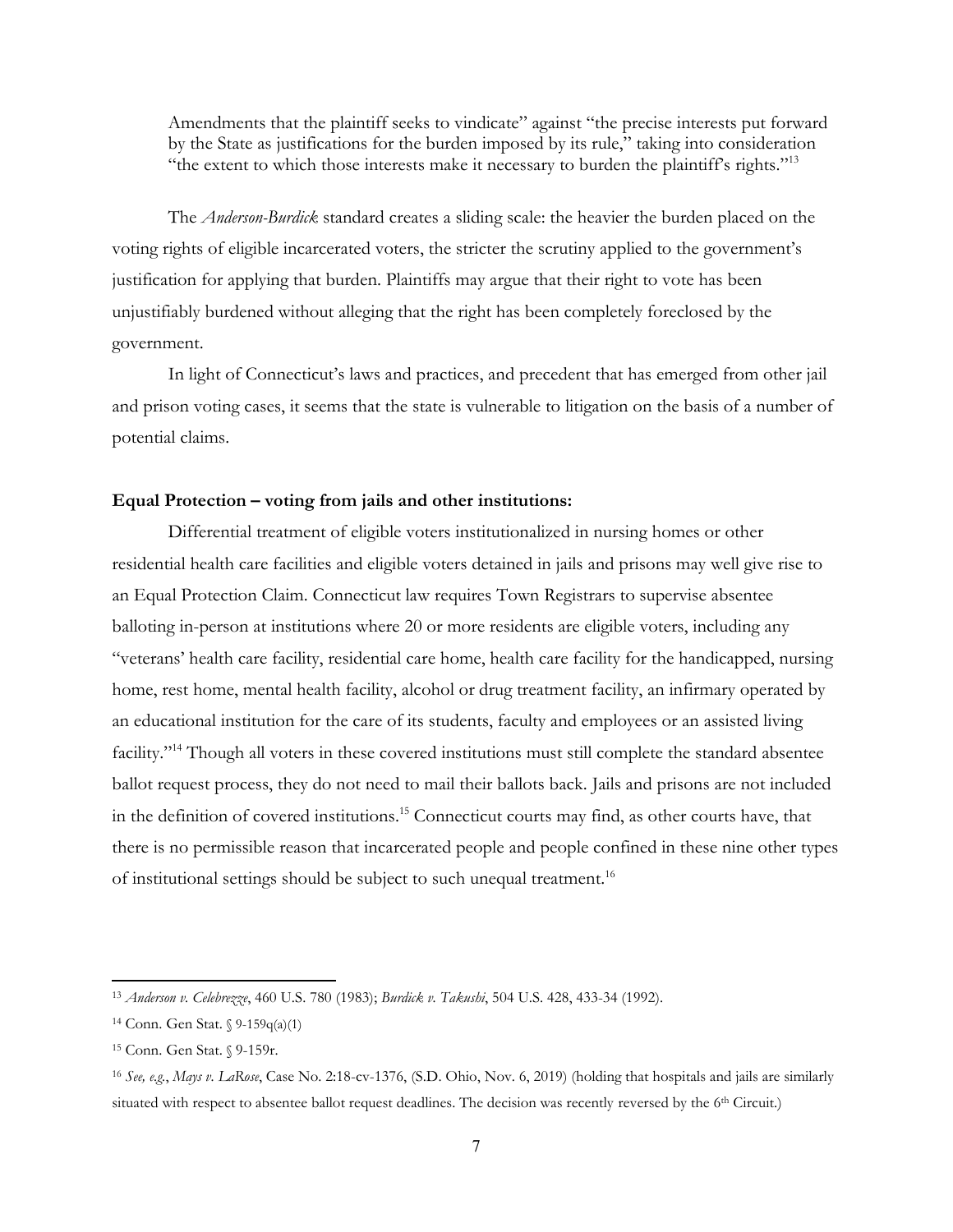> Amendments that the plaintiff seeks to vindicate" against "the precise interests put forward by the State as justifications for the burden imposed by its rule," taking into consideration "the extent to which those interests make it necessary to burden the plaintiff's rights."[13]

The *Anderson-Burdick* standard creates a sliding scale: the heavier the burden placed on the voting rights of eligible incarcerated voters, the stricter the scrutiny applied to the government's justification for applying that burden. Plaintiffs may argue that their right to vote has been unjustifiably burdened without alleging that the right has been completely foreclosed by the government.

In light of Connecticut's laws and practices, and precedent that has emerged from other jail and prison voting cases, it seems that the state is vulnerable to litigation on the basis of a number of potential claims.

**Equal Protection – voting from jails and other institutions:**

Differential treatment of eligible voters institutionalized in nursing homes or other residential health care facilities and eligible voters detained in jails and prisons may well give rise to an Equal Protection Claim. Connecticut law requires Town Registrars to supervise absentee balloting in-person at institutions where 20 or more residents are eligible voters, including any "veterans' health care facility, residential care home, health care facility for the handicapped, nursing home, rest home, mental health facility, alcohol or drug treatment facility, an infirmary operated by an educational institution for the care of its students, faculty and employees or an assisted living facility."[14] Though all voters in these covered institutions must still complete the standard absentee ballot request process, they do not need to mail their ballots back. Jails and prisons are not included in the definition of covered institutions.[15] Connecticut courts may find, as other courts have, that there is no permissible reason that incarcerated people and people confined in these nine other types of institutional settings should be subject to such unequal treatment.[16]

---

[13] *Anderson v. Celebrezze*, 460 U.S. 780 (1983); *Burdick v. Takushi*, 504 U.S. 428, 433-34 (1992).

[14] Conn. Gen Stat. § 9-159q(a)(1)

[15] Conn. Gen Stat. § 9-159r.

[16] *See, e.g.*, *Mays v. LaRose*, Case No. 2:18-cv-1376, (S.D. Ohio, Nov. 6, 2019) (holding that hospitals and jails are similarly situated with respect to absentee ballot request deadlines. The decision was recently reversed by the 6th Circuit.)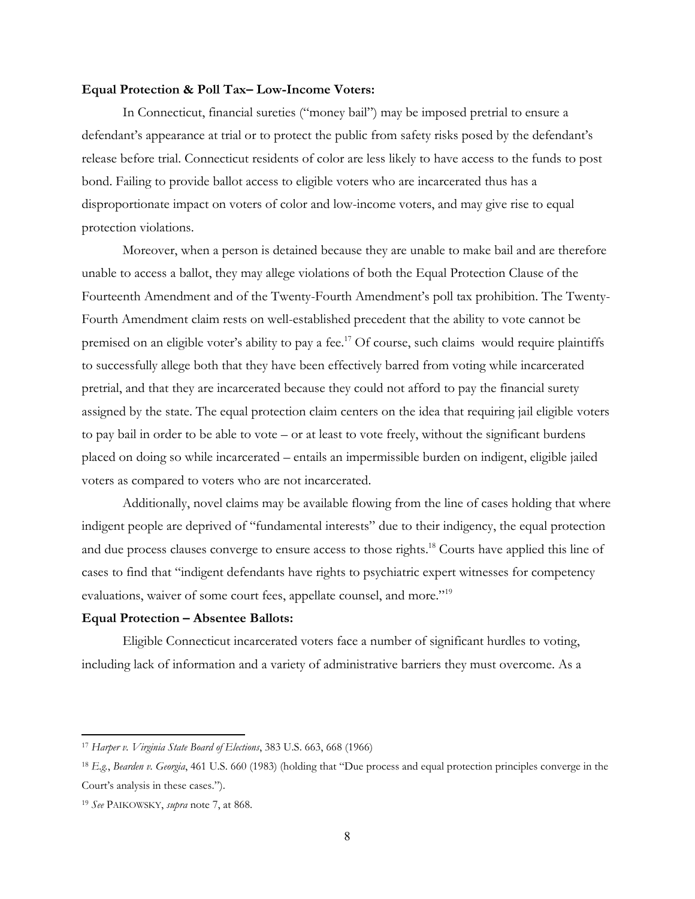**Equal Protection & Poll Tax– Low-Income Voters:**

In Connecticut, financial sureties ("money bail") may be imposed pretrial to ensure a defendant's appearance at trial or to protect the public from safety risks posed by the defendant's release before trial. Connecticut residents of color are less likely to have access to the funds to post bond. Failing to provide ballot access to eligible voters who are incarcerated thus has a disproportionate impact on voters of color and low-income voters, and may give rise to equal protection violations.

Moreover, when a person is detained because they are unable to make bail and are therefore unable to access a ballot, they may allege violations of both the Equal Protection Clause of the Fourteenth Amendment and of the Twenty-Fourth Amendment's poll tax prohibition. The Twenty-Fourth Amendment claim rests on well-established precedent that the ability to vote cannot be premised on an eligible voter's ability to pay a fee.[17] Of course, such claims would require plaintiffs to successfully allege both that they have been effectively barred from voting while incarcerated pretrial, and that they are incarcerated because they could not afford to pay the financial surety assigned by the state. The equal protection claim centers on the idea that requiring jail eligible voters to pay bail in order to be able to vote – or at least to vote freely, without the significant burdens placed on doing so while incarcerated – entails an impermissible burden on indigent, eligible jailed voters as compared to voters who are not incarcerated.

Additionally, novel claims may be available flowing from the line of cases holding that where indigent people are deprived of "fundamental interests" due to their indigency, the equal protection and due process clauses converge to ensure access to those rights.[18] Courts have applied this line of cases to find that "indigent defendants have rights to psychiatric expert witnesses for competency evaluations, waiver of some court fees, appellate counsel, and more."[19]

**Equal Protection – Absentee Ballots:**

Eligible Connecticut incarcerated voters face a number of significant hurdles to voting, including lack of information and a variety of administrative barriers they must overcome. As a

---

[17] *Harper v. Virginia State Board of Elections*, 383 U.S. 663, 668 (1966)

[18] *E.g.*, *Bearden v. Georgia*, 461 U.S. 660 (1983) (holding that "Due process and equal protection principles converge in the Court's analysis in these cases.").

[19] *See* PAIKOWSKY, *supra* note 7, at 868.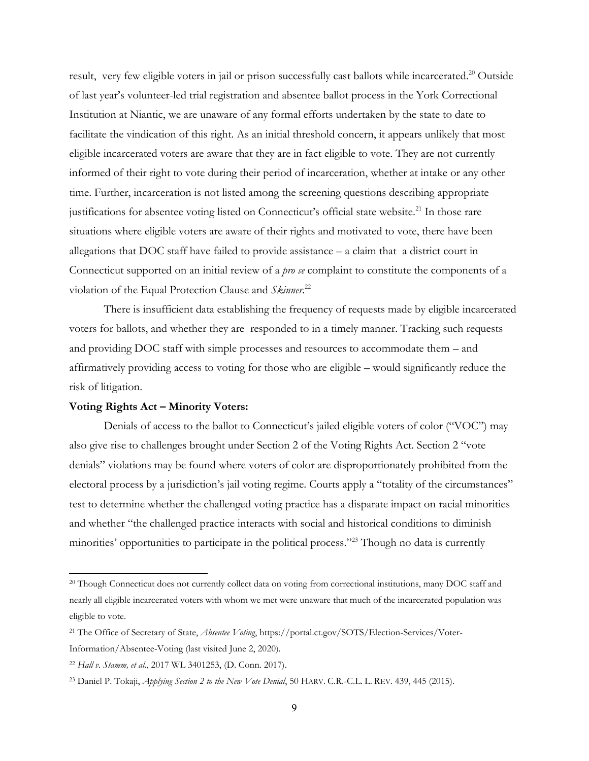result, very few eligible voters in jail or prison successfully cast ballots while incarcerated.[20] Outside of last year's volunteer-led trial registration and absentee ballot process in the York Correctional Institution at Niantic, we are unaware of any formal efforts undertaken by the state to date to facilitate the vindication of this right. As an initial threshold concern, it appears unlikely that most eligible incarcerated voters are aware that they are in fact eligible to vote. They are not currently informed of their right to vote during their period of incarceration, whether at intake or any other time. Further, incarceration is not listed among the screening questions describing appropriate justifications for absentee voting listed on Connecticut's official state website.[21] In those rare situations where eligible voters are aware of their rights and motivated to vote, there have been allegations that DOC staff have failed to provide assistance – a claim that a district court in Connecticut supported on an initial review of a *pro se* complaint to constitute the components of a violation of the Equal Protection Clause and *Skinner*.[22]

There is insufficient data establishing the frequency of requests made by eligible incarcerated voters for ballots, and whether they are responded to in a timely manner. Tracking such requests and providing DOC staff with simple processes and resources to accommodate them – and affirmatively providing access to voting for those who are eligible – would significantly reduce the risk of litigation.

**Voting Rights Act – Minority Voters:**

Denials of access to the ballot to Connecticut's jailed eligible voters of color ("VOC") may also give rise to challenges brought under Section 2 of the Voting Rights Act. Section 2 "vote denials" violations may be found where voters of color are disproportionately prohibited from the electoral process by a jurisdiction's jail voting regime. Courts apply a "totality of the circumstances" test to determine whether the challenged voting practice has a disparate impact on racial minorities and whether "the challenged practice interacts with social and historical conditions to diminish minorities' opportunities to participate in the political process."[23] Though no data is currently

---

[20] Though Connecticut does not currently collect data on voting from correctional institutions, many DOC staff and nearly all eligible incarcerated voters with whom we met were unaware that much of the incarcerated population was eligible to vote.

[21] The Office of Secretary of State, *Absentee Voting*, https://portal.ct.gov/SOTS/Election-Services/Voter-Information/Absentee-Voting (last visited June 2, 2020).

[22] *Hall v. Stamm, et al.*, 2017 WL 3401253, (D. Conn. 2017).

[23] Daniel P. Tokaji, *Applying Section 2 to the New Vote Denial*, 50 HARV. C.R.-C.L. L. REV. 439, 445 (2015).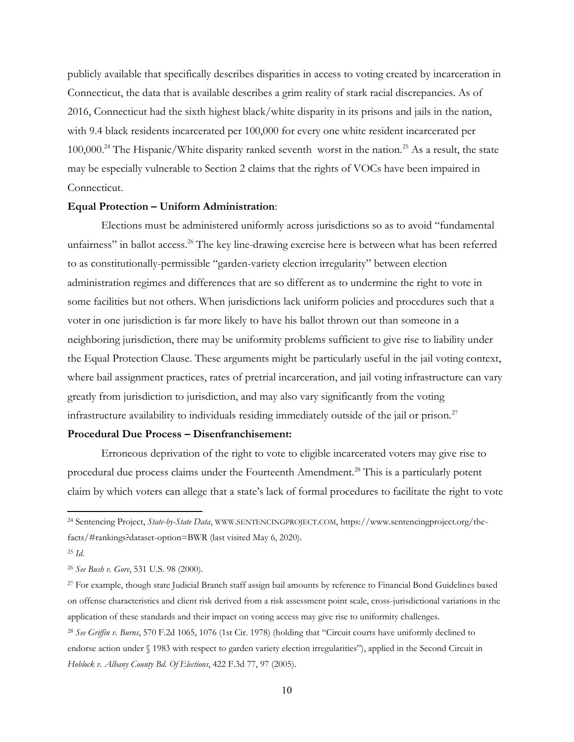publicly available that specifically describes disparities in access to voting created by incarceration in Connecticut, the data that is available describes a grim reality of stark racial discrepancies. As of 2016, Connecticut had the sixth highest black/white disparity in its prisons and jails in the nation, with 9.4 black residents incarcerated per 100,000 for every one white resident incarcerated per 100,000.[24] The Hispanic/White disparity ranked seventh worst in the nation.[25] As a result, the state may be especially vulnerable to Section 2 claims that the rights of VOCs have been impaired in Connecticut.

**Equal Protection – Uniform Administration**:

Elections must be administered uniformly across jurisdictions so as to avoid "fundamental unfairness" in ballot access.[26] The key line-drawing exercise here is between what has been referred to as constitutionally-permissible "garden-variety election irregularity" between election administration regimes and differences that are so different as to undermine the right to vote in some facilities but not others. When jurisdictions lack uniform policies and procedures such that a voter in one jurisdiction is far more likely to have his ballot thrown out than someone in a neighboring jurisdiction, there may be uniformity problems sufficient to give rise to liability under the Equal Protection Clause. These arguments might be particularly useful in the jail voting context, where bail assignment practices, rates of pretrial incarceration, and jail voting infrastructure can vary greatly from jurisdiction to jurisdiction, and may also vary significantly from the voting infrastructure availability to individuals residing immediately outside of the jail or prison.[27]

**Procedural Due Process – Disenfranchisement:**

Erroneous deprivation of the right to vote to eligible incarcerated voters may give rise to procedural due process claims under the Fourteenth Amendment.[28] This is a particularly potent claim by which voters can allege that a state's lack of formal procedures to facilitate the right to vote

---

[24] Sentencing Project, *State-by-State Data*, WWW.SENTENCINGPROJECT.COM, https://www.sentencingproject.org/the-facts/#rankings?dataset-option=BWR (last visited May 6, 2020).

[25] *Id*.

[26] *See Bush v. Gore*, 531 U.S. 98 (2000).

[27] For example, though state Judicial Branch staff assign bail amounts by reference to Financial Bond Guidelines based on offense characteristics and client risk derived from a risk assessment point scale, cross-jurisdictional variations in the application of these standards and their impact on voting access may give rise to uniformity challenges.

[28] *See Griffin v. Burns*, 570 F.2d 1065, 1076 (1st Cir. 1978) (holding that "Circuit courts have uniformly declined to endorse action under § 1983 with respect to garden variety election irregularities"), applied in the Second Circuit in *Hoblock v. Albany County Bd. Of Elections*, 422 F.3d 77, 97 (2005).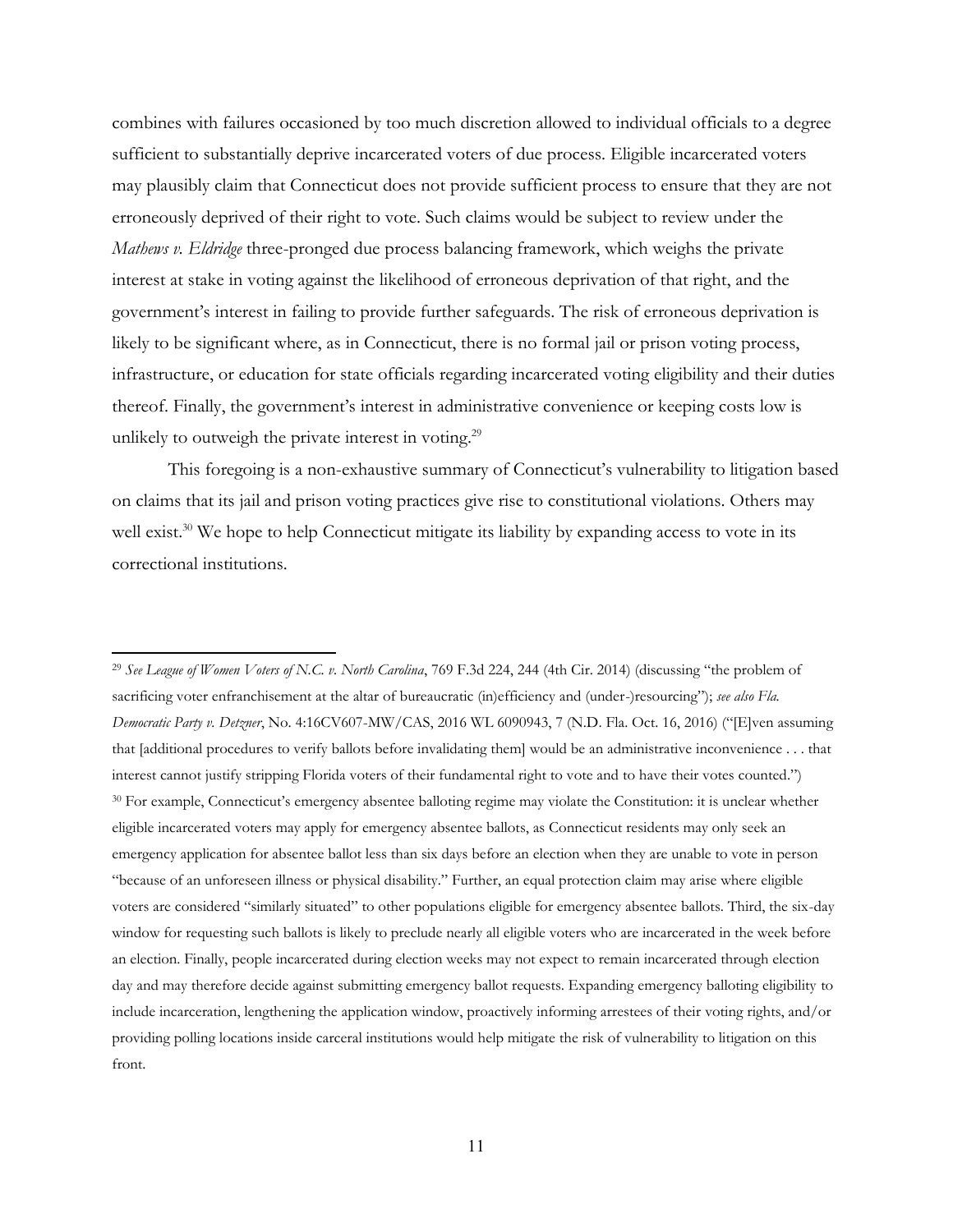combines with failures occasioned by too much discretion allowed to individual officials to a degree sufficient to substantially deprive incarcerated voters of due process. Eligible incarcerated voters may plausibly claim that Connecticut does not provide sufficient process to ensure that they are not erroneously deprived of their right to vote. Such claims would be subject to review under the *Mathews v. Eldridge* three-pronged due process balancing framework, which weighs the private interest at stake in voting against the likelihood of erroneous deprivation of that right, and the government's interest in failing to provide further safeguards. The risk of erroneous deprivation is likely to be significant where, as in Connecticut, there is no formal jail or prison voting process, infrastructure, or education for state officials regarding incarcerated voting eligibility and their duties thereof. Finally, the government's interest in administrative convenience or keeping costs low is unlikely to outweigh the private interest in voting.[29]

This foregoing is a non-exhaustive summary of Connecticut's vulnerability to litigation based on claims that its jail and prison voting practices give rise to constitutional violations. Others may well exist.[30] We hope to help Connecticut mitigate its liability by expanding access to vote in its correctional institutions.

---

[29] *See League of Women Voters of N.C. v. North Carolina*, 769 F.3d 224, 244 (4th Cir. 2014) (discussing "the problem of sacrificing voter enfranchisement at the altar of bureaucratic (in)efficiency and (under-)resourcing"); *see also Fla. Democratic Party v. Detzner*, No. 4:16CV607-MW/CAS, 2016 WL 6090943, 7 (N.D. Fla. Oct. 16, 2016) ("[E]ven assuming that [additional procedures to verify ballots before invalidating them] would be an administrative inconvenience . . . that interest cannot justify stripping Florida voters of their fundamental right to vote and to have their votes counted.")

[30] For example, Connecticut's emergency absentee balloting regime may violate the Constitution: it is unclear whether eligible incarcerated voters may apply for emergency absentee ballots, as Connecticut residents may only seek an emergency application for absentee ballot less than six days before an election when they are unable to vote in person "because of an unforeseen illness or physical disability." Further, an equal protection claim may arise where eligible voters are considered "similarly situated" to other populations eligible for emergency absentee ballots. Third, the six-day window for requesting such ballots is likely to preclude nearly all eligible voters who are incarcerated in the week before an election. Finally, people incarcerated during election weeks may not expect to remain incarcerated through election day and may therefore decide against submitting emergency ballot requests. Expanding emergency balloting eligibility to include incarceration, lengthening the application window, proactively informing arrestees of their voting rights, and/or providing polling locations inside carceral institutions would help mitigate the risk of vulnerability to litigation on this front.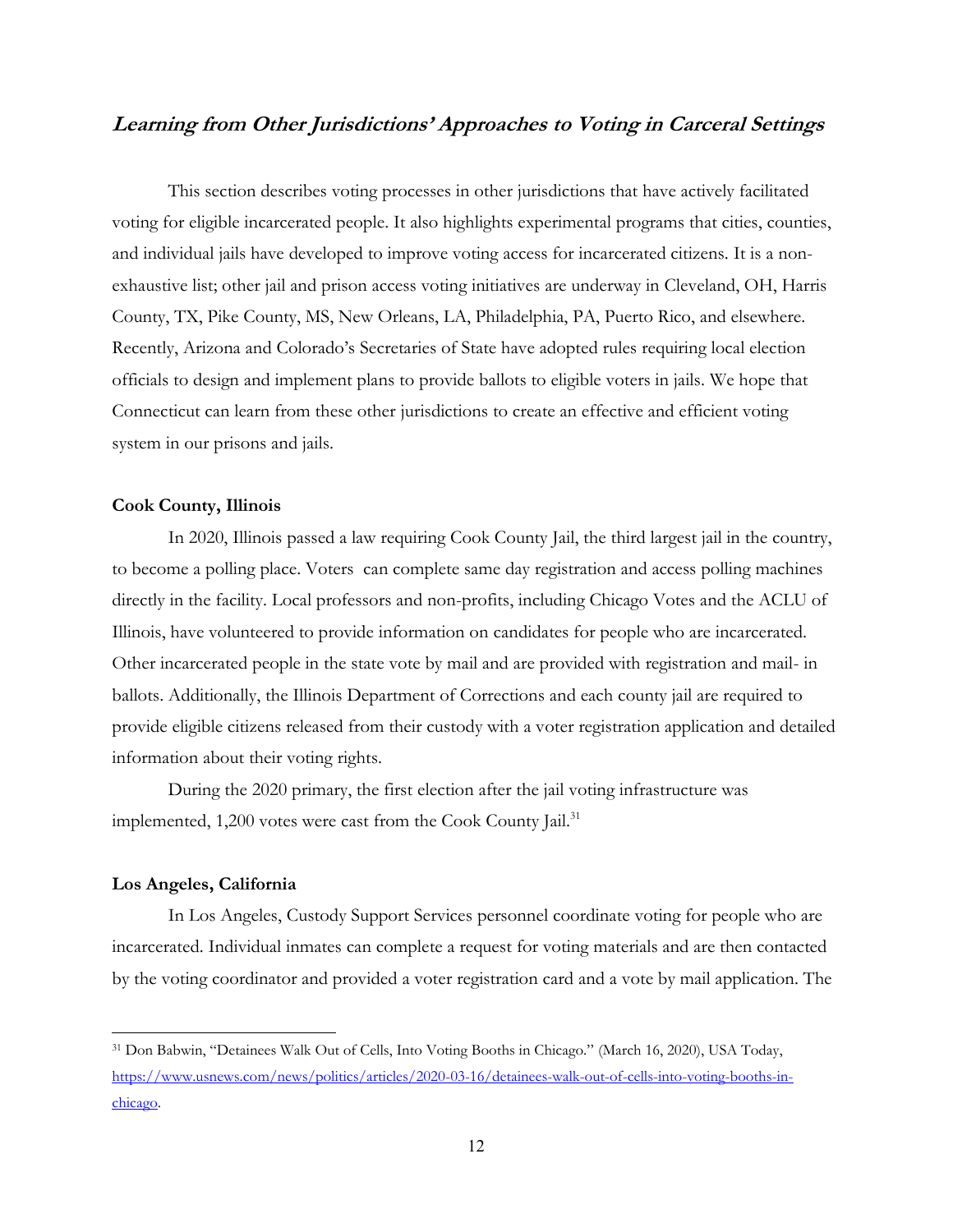## *Learning from Other Jurisdictions' Approaches to Voting in Carceral Settings*

This section describes voting processes in other jurisdictions that have actively facilitated voting for eligible incarcerated people. It also highlights experimental programs that cities, counties, and individual jails have developed to improve voting access for incarcerated citizens. It is a non-exhaustive list; other jail and prison access voting initiatives are underway in Cleveland, OH, Harris County, TX, Pike County, MS, New Orleans, LA, Philadelphia, PA, Puerto Rico, and elsewhere. Recently, Arizona and Colorado's Secretaries of State have adopted rules requiring local election officials to design and implement plans to provide ballots to eligible voters in jails. We hope that Connecticut can learn from these other jurisdictions to create an effective and efficient voting system in our prisons and jails.

**Cook County, Illinois**

In 2020, Illinois passed a law requiring Cook County Jail, the third largest jail in the country, to become a polling place. Voters can complete same day registration and access polling machines directly in the facility. Local professors and non-profits, including Chicago Votes and the ACLU of Illinois, have volunteered to provide information on candidates for people who are incarcerated. Other incarcerated people in the state vote by mail and are provided with registration and mail- in ballots. Additionally, the Illinois Department of Corrections and each county jail are required to provide eligible citizens released from their custody with a voter registration application and detailed information about their voting rights.

During the 2020 primary, the first election after the jail voting infrastructure was implemented, 1,200 votes were cast from the Cook County Jail.[31]

**Los Angeles, California**

In Los Angeles, Custody Support Services personnel coordinate voting for people who are incarcerated. Individual inmates can complete a request for voting materials and are then contacted by the voting coordinator and provided a voter registration card and a vote by mail application. The

---

[31] Don Babwin, "Detainees Walk Out of Cells, Into Voting Booths in Chicago." (March 16, 2020), USA Today, https://www.usnews.com/news/politics/articles/2020-03-16/detainees-walk-out-of-cells-into-voting-booths-in-chicago.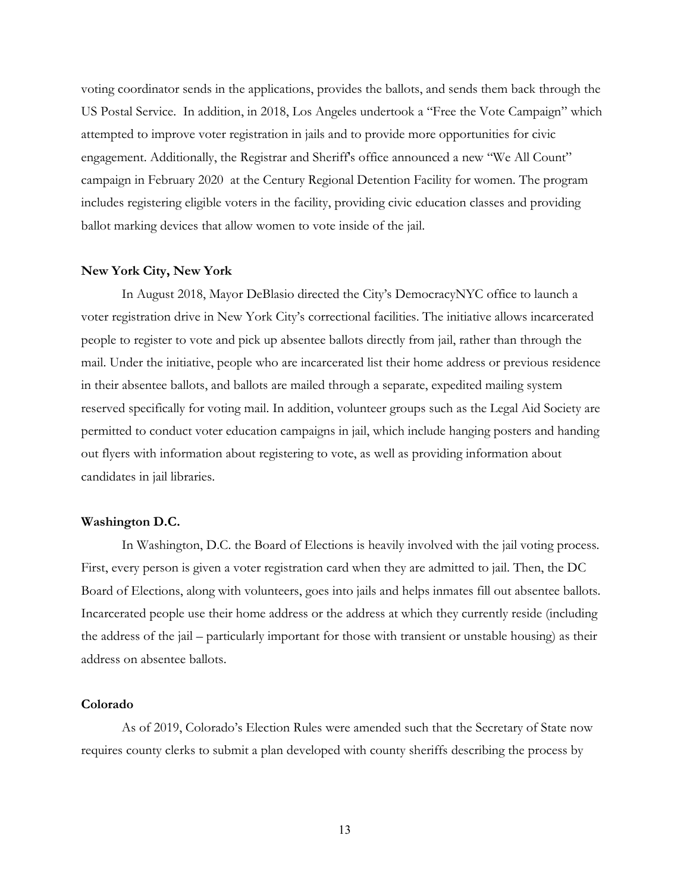voting coordinator sends in the applications, provides the ballots, and sends them back through the US Postal Service. In addition, in 2018, Los Angeles undertook a "Free the Vote Campaign" which attempted to improve voter registration in jails and to provide more opportunities for civic engagement. Additionally, the Registrar and Sheriff's office announced a new "We All Count" campaign in February 2020 at the Century Regional Detention Facility for women. The program includes registering eligible voters in the facility, providing civic education classes and providing ballot marking devices that allow women to vote inside of the jail.

**New York City, New York**

In August 2018, Mayor DeBlasio directed the City's DemocracyNYC office to launch a voter registration drive in New York City's correctional facilities. The initiative allows incarcerated people to register to vote and pick up absentee ballots directly from jail, rather than through the mail. Under the initiative, people who are incarcerated list their home address or previous residence in their absentee ballots, and ballots are mailed through a separate, expedited mailing system reserved specifically for voting mail. In addition, volunteer groups such as the Legal Aid Society are permitted to conduct voter education campaigns in jail, which include hanging posters and handing out flyers with information about registering to vote, as well as providing information about candidates in jail libraries.

**Washington D.C.**

In Washington, D.C. the Board of Elections is heavily involved with the jail voting process. First, every person is given a voter registration card when they are admitted to jail. Then, the DC Board of Elections, along with volunteers, goes into jails and helps inmates fill out absentee ballots. Incarcerated people use their home address or the address at which they currently reside (including the address of the jail – particularly important for those with transient or unstable housing) as their address on absentee ballots.

**Colorado**

As of 2019, Colorado's Election Rules were amended such that the Secretary of State now requires county clerks to submit a plan developed with county sheriffs describing the process by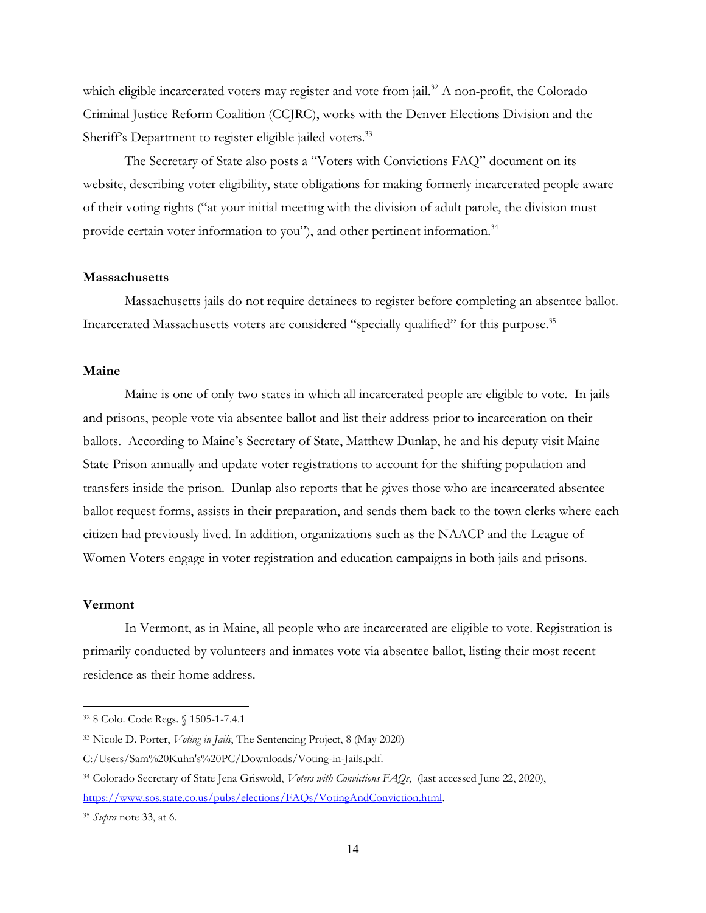which eligible incarcerated voters may register and vote from jail.[32] A non-profit, the Colorado Criminal Justice Reform Coalition (CCJRC), works with the Denver Elections Division and the Sheriff's Department to register eligible jailed voters.[33]

The Secretary of State also posts a "Voters with Convictions FAQ" document on its website, describing voter eligibility, state obligations for making formerly incarcerated people aware of their voting rights ("at your initial meeting with the division of adult parole, the division must provide certain voter information to you"), and other pertinent information.[34]

**Massachusetts**

Massachusetts jails do not require detainees to register before completing an absentee ballot. Incarcerated Massachusetts voters are considered "specially qualified" for this purpose.[35]

**Maine**

Maine is one of only two states in which all incarcerated people are eligible to vote. In jails and prisons, people vote via absentee ballot and list their address prior to incarceration on their ballots. According to Maine's Secretary of State, Matthew Dunlap, he and his deputy visit Maine State Prison annually and update voter registrations to account for the shifting population and transfers inside the prison. Dunlap also reports that he gives those who are incarcerated absentee ballot request forms, assists in their preparation, and sends them back to the town clerks where each citizen had previously lived. In addition, organizations such as the NAACP and the League of Women Voters engage in voter registration and education campaigns in both jails and prisons.

**Vermont**

In Vermont, as in Maine, all people who are incarcerated are eligible to vote. Registration is primarily conducted by volunteers and inmates vote via absentee ballot, listing their most recent residence as their home address.

---

[32] 8 Colo. Code Regs. § 1505-1-7.4.1

[33] Nicole D. Porter, *Voting in Jails*, The Sentencing Project, 8 (May 2020) C:/Users/Sam%20Kuhn's%20PC/Downloads/Voting-in-Jails.pdf.

[34] Colorado Secretary of State Jena Griswold, *Voters with Convictions FAQs*, (last accessed June 22, 2020), https://www.sos.state.co.us/pubs/elections/FAQs/VotingAndConviction.html.

[35] *Supra* note 33, at 6.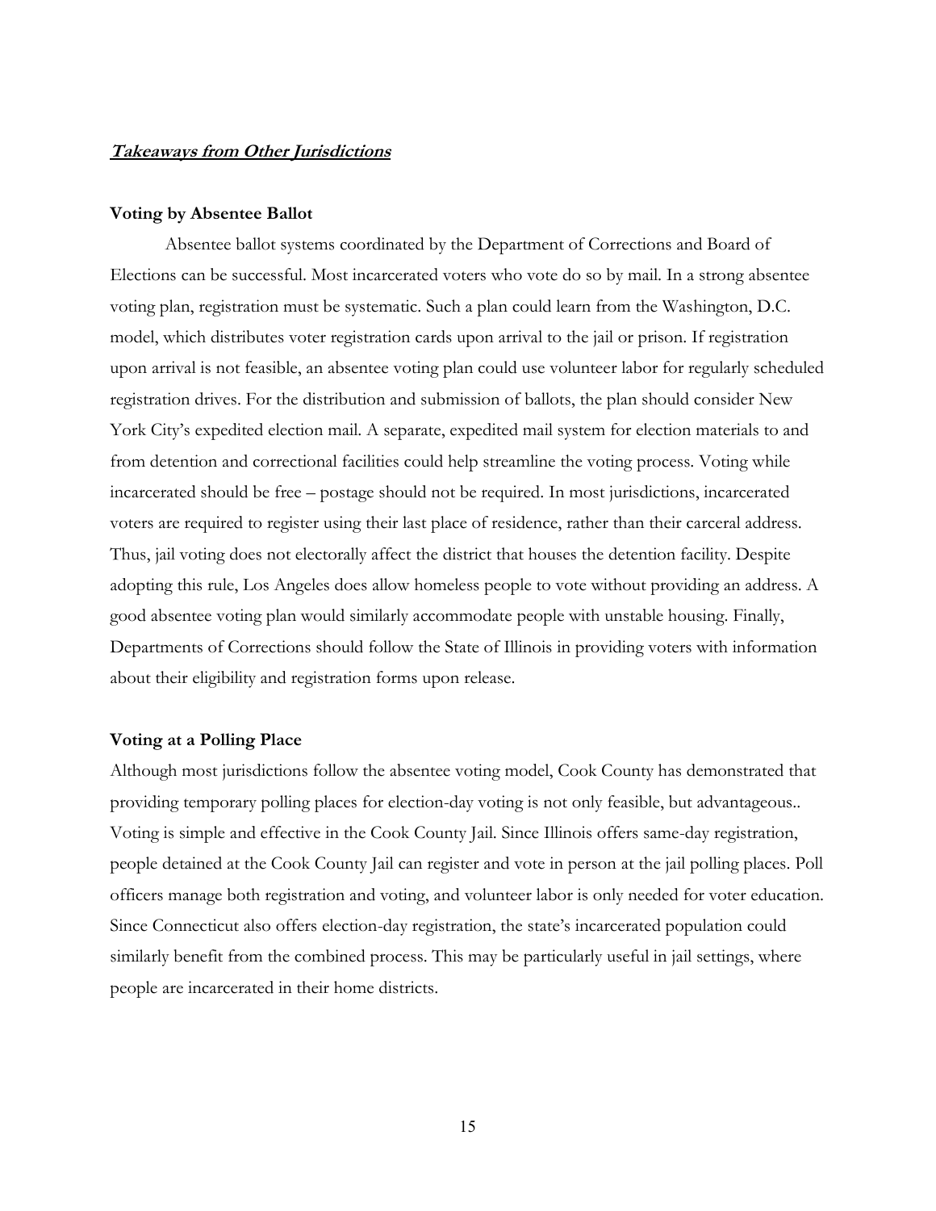## ***Takeaways from Other Jurisdictions***

### **Voting by Absentee Ballot**

Absentee ballot systems coordinated by the Department of Corrections and Board of Elections can be successful. Most incarcerated voters who vote do so by mail. In a strong absentee voting plan, registration must be systematic. Such a plan could learn from the Washington, D.C. model, which distributes voter registration cards upon arrival to the jail or prison. If registration upon arrival is not feasible, an absentee voting plan could use volunteer labor for regularly scheduled registration drives. For the distribution and submission of ballots, the plan should consider New York City's expedited election mail. A separate, expedited mail system for election materials to and from detention and correctional facilities could help streamline the voting process. Voting while incarcerated should be free – postage should not be required. In most jurisdictions, incarcerated voters are required to register using their last place of residence, rather than their carceral address. Thus, jail voting does not electorally affect the district that houses the detention facility. Despite adopting this rule, Los Angeles does allow homeless people to vote without providing an address. A good absentee voting plan would similarly accommodate people with unstable housing. Finally, Departments of Corrections should follow the State of Illinois in providing voters with information about their eligibility and registration forms upon release.

### **Voting at a Polling Place**

Although most jurisdictions follow the absentee voting model, Cook County has demonstrated that providing temporary polling places for election-day voting is not only feasible, but advantageous.. Voting is simple and effective in the Cook County Jail. Since Illinois offers same-day registration, people detained at the Cook County Jail can register and vote in person at the jail polling places. Poll officers manage both registration and voting, and volunteer labor is only needed for voter education. Since Connecticut also offers election-day registration, the state's incarcerated population could similarly benefit from the combined process. This may be particularly useful in jail settings, where people are incarcerated in their home districts.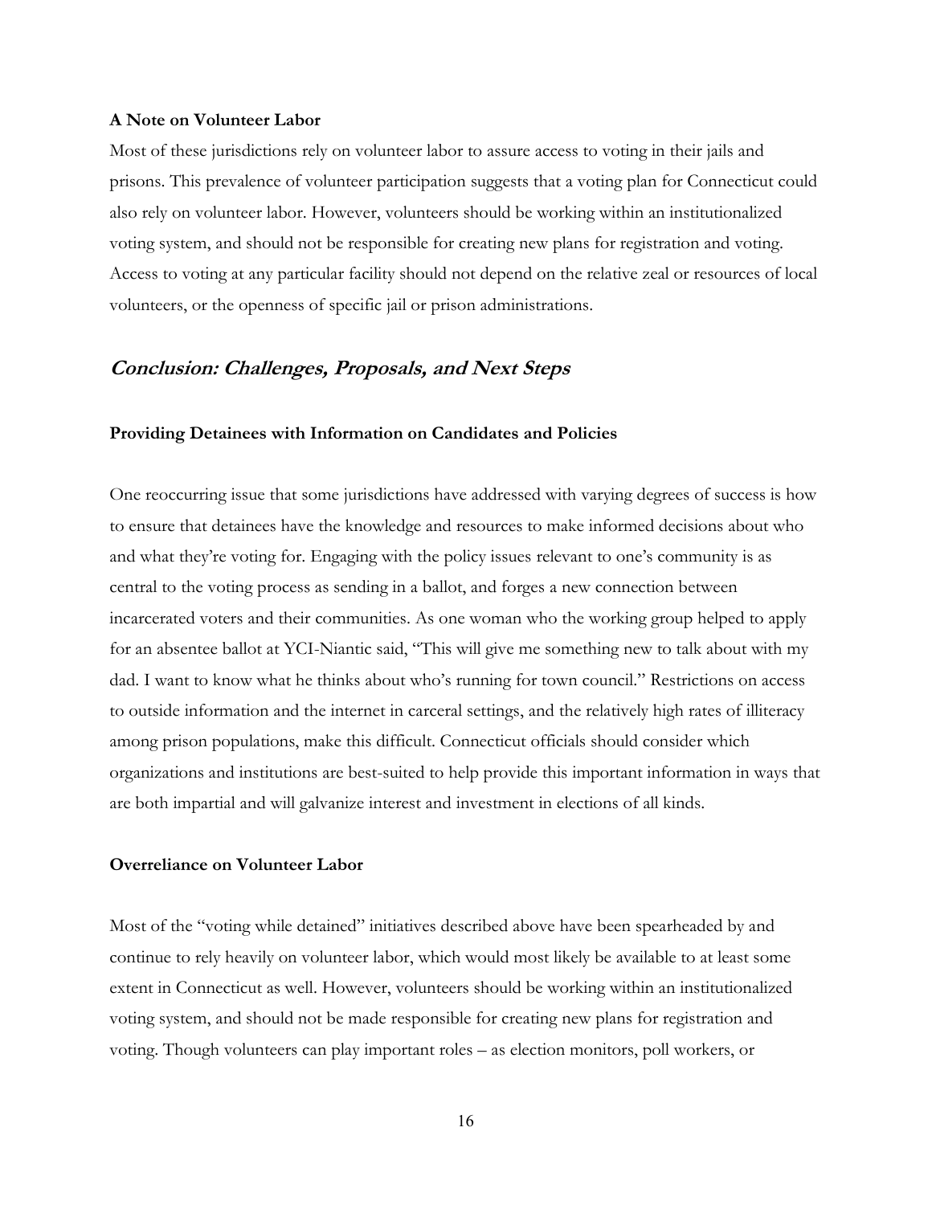**A Note on Volunteer Labor**

Most of these jurisdictions rely on volunteer labor to assure access to voting in their jails and prisons. This prevalence of volunteer participation suggests that a voting plan for Connecticut could also rely on volunteer labor. However, volunteers should be working within an institutionalized voting system, and should not be responsible for creating new plans for registration and voting. Access to voting at any particular facility should not depend on the relative zeal or resources of local volunteers, or the openness of specific jail or prison administrations.

## *Conclusion: Challenges, Proposals, and Next Steps*

### Providing Detainees with Information on Candidates and Policies

One reoccurring issue that some jurisdictions have addressed with varying degrees of success is how to ensure that detainees have the knowledge and resources to make informed decisions about who and what they're voting for. Engaging with the policy issues relevant to one's community is as central to the voting process as sending in a ballot, and forges a new connection between incarcerated voters and their communities. As one woman who the working group helped to apply for an absentee ballot at YCI-Niantic said, "This will give me something new to talk about with my dad. I want to know what he thinks about who's running for town council." Restrictions on access to outside information and the internet in carceral settings, and the relatively high rates of illiteracy among prison populations, make this difficult. Connecticut officials should consider which organizations and institutions are best-suited to help provide this important information in ways that are both impartial and will galvanize interest and investment in elections of all kinds.

### Overreliance on Volunteer Labor

Most of the "voting while detained" initiatives described above have been spearheaded by and continue to rely heavily on volunteer labor, which would most likely be available to at least some extent in Connecticut as well. However, volunteers should be working within an institutionalized voting system, and should not be made responsible for creating new plans for registration and voting. Though volunteers can play important roles – as election monitors, poll workers, or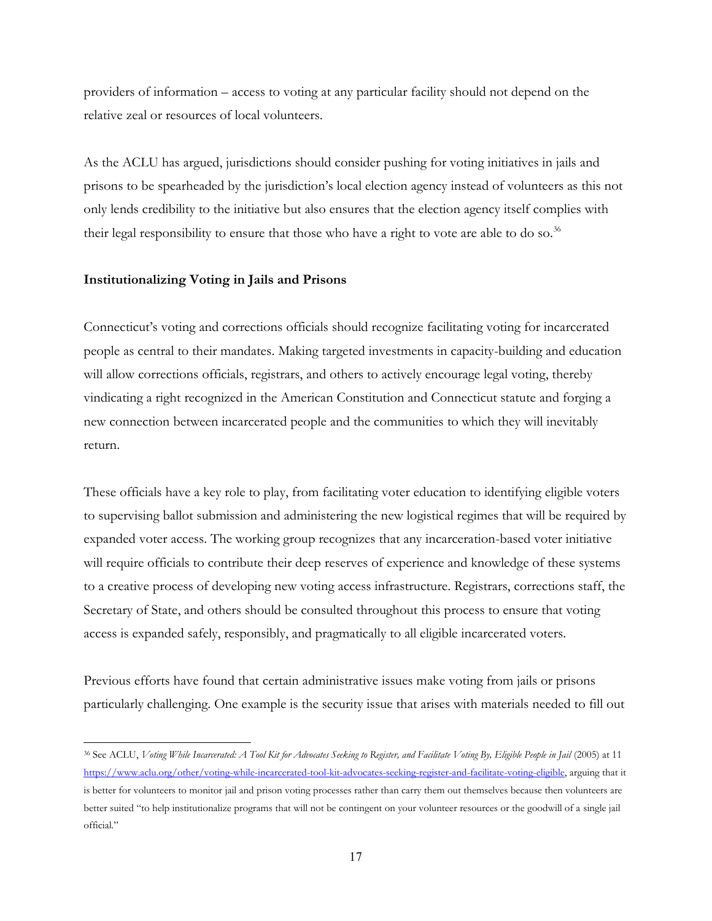providers of information – access to voting at any particular facility should not depend on the relative zeal or resources of local volunteers.

As the ACLU has argued, jurisdictions should consider pushing for voting initiatives in jails and prisons to be spearheaded by the jurisdiction's local election agency instead of volunteers as this not only lends credibility to the initiative but also ensures that the election agency itself complies with their legal responsibility to ensure that those who have a right to vote are able to do so.[36]

**Institutionalizing Voting in Jails and Prisons**

Connecticut's voting and corrections officials should recognize facilitating voting for incarcerated people as central to their mandates. Making targeted investments in capacity-building and education will allow corrections officials, registrars, and others to actively encourage legal voting, thereby vindicating a right recognized in the American Constitution and Connecticut statute and forging a new connection between incarcerated people and the communities to which they will inevitably return.

These officials have a key role to play, from facilitating voter education to identifying eligible voters to supervising ballot submission and administering the new logistical regimes that will be required by expanded voter access. The working group recognizes that any incarceration-based voter initiative will require officials to contribute their deep reserves of experience and knowledge of these systems to a creative process of developing new voting access infrastructure. Registrars, corrections staff, the Secretary of State, and others should be consulted throughout this process to ensure that voting access is expanded safely, responsibly, and pragmatically to all eligible incarcerated voters.

Previous efforts have found that certain administrative issues make voting from jails or prisons particularly challenging. One example is the security issue that arises with materials needed to fill out

---

[36] See ACLU, *Voting While Incarcerated: A Tool Kit for Advocates Seeking to Register, and Facilitate Voting By, Eligible People in Jail* (2005) at 11 https://www.aclu.org/other/voting-while-incarcerated-tool-kit-advocates-seeking-register-and-facilitate-voting-eligible, arguing that it is better for volunteers to monitor jail and prison voting processes rather than carry them out themselves because then volunteers are better suited "to help institutionalize programs that will not be contingent on your volunteer resources or the goodwill of a single jail official."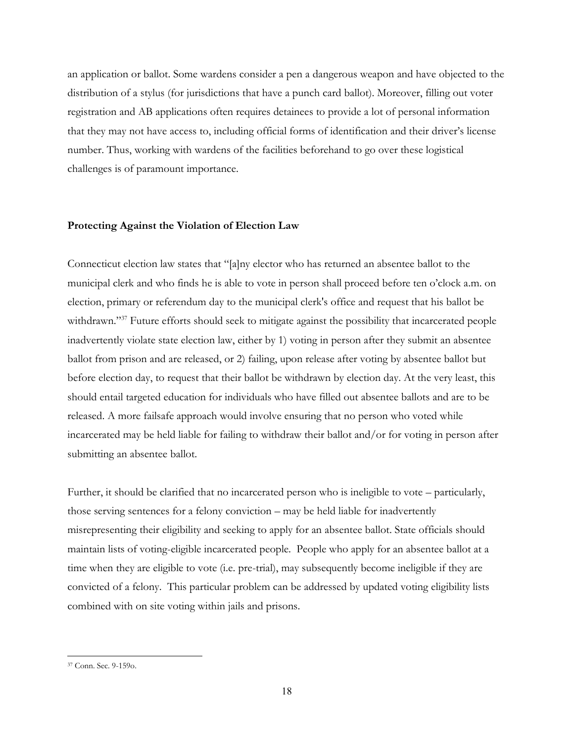an application or ballot. Some wardens consider a pen a dangerous weapon and have objected to the distribution of a stylus (for jurisdictions that have a punch card ballot). Moreover, filling out voter registration and AB applications often requires detainees to provide a lot of personal information that they may not have access to, including official forms of identification and their driver's license number. Thus, working with wardens of the facilities beforehand to go over these logistical challenges is of paramount importance.

**Protecting Against the Violation of Election Law**

Connecticut election law states that "[a]ny elector who has returned an absentee ballot to the municipal clerk and who finds he is able to vote in person shall proceed before ten o'clock a.m. on election, primary or referendum day to the municipal clerk's office and request that his ballot be withdrawn."[37] Future efforts should seek to mitigate against the possibility that incarcerated people inadvertently violate state election law, either by 1) voting in person after they submit an absentee ballot from prison and are released, or 2) failing, upon release after voting by absentee ballot but before election day, to request that their ballot be withdrawn by election day. At the very least, this should entail targeted education for individuals who have filled out absentee ballots and are to be released. A more failsafe approach would involve ensuring that no person who voted while incarcerated may be held liable for failing to withdraw their ballot and/or for voting in person after submitting an absentee ballot.

Further, it should be clarified that no incarcerated person who is ineligible to vote – particularly, those serving sentences for a felony conviction – may be held liable for inadvertently misrepresenting their eligibility and seeking to apply for an absentee ballot. State officials should maintain lists of voting-eligible incarcerated people. People who apply for an absentee ballot at a time when they are eligible to vote (i.e. pre-trial), may subsequently become ineligible if they are convicted of a felony. This particular problem can be addressed by updated voting eligibility lists combined with on site voting within jails and prisons.

[37] Conn. Sec. 9-159o.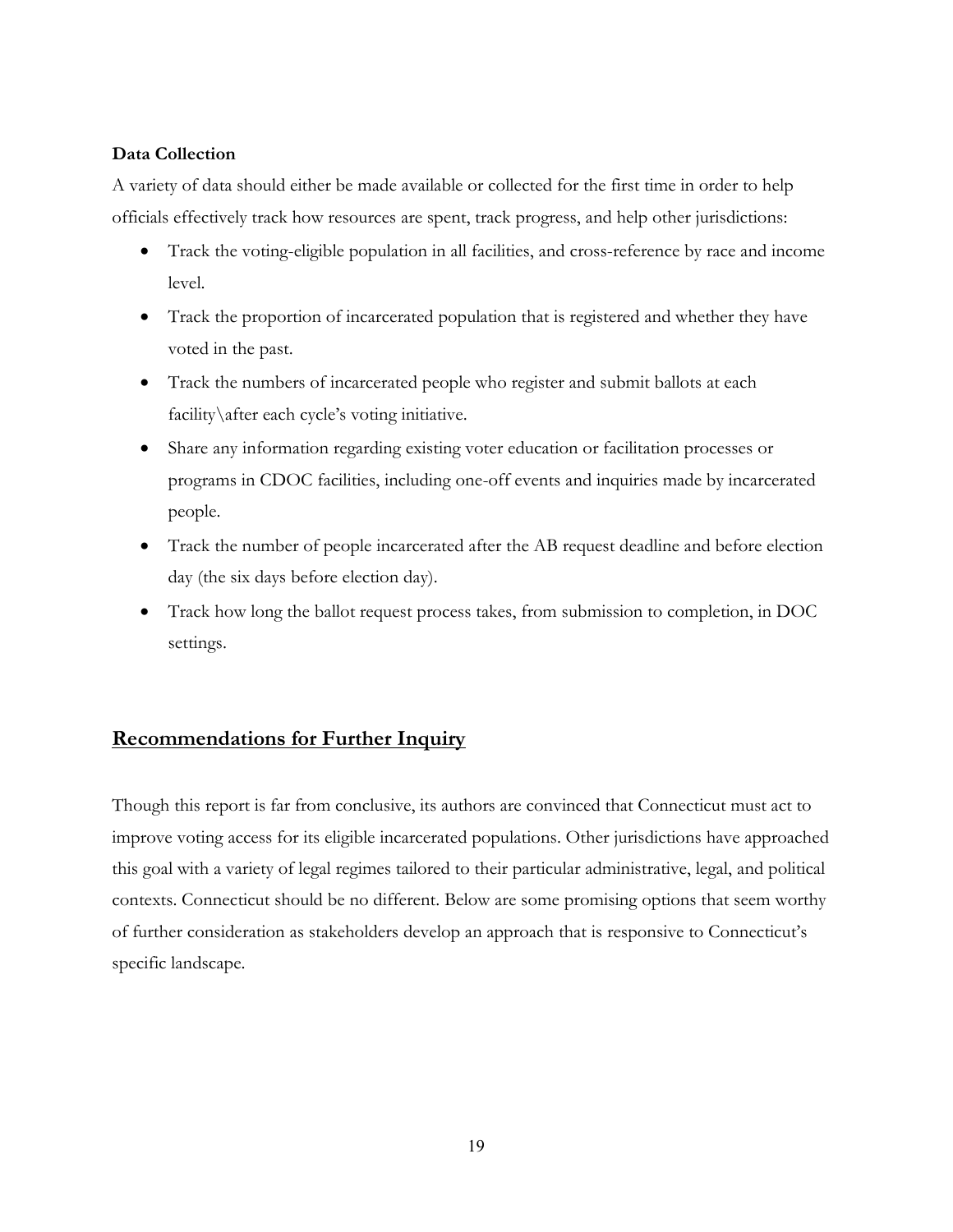**Data Collection**

A variety of data should either be made available or collected for the first time in order to help officials effectively track how resources are spent, track progress, and help other jurisdictions:

- Track the voting-eligible population in all facilities, and cross-reference by race and income level.
- Track the proportion of incarcerated population that is registered and whether they have voted in the past.
- Track the numbers of incarcerated people who register and submit ballots at each facility\after each cycle's voting initiative.
- Share any information regarding existing voter education or facilitation processes or programs in CDOC facilities, including one-off events and inquiries made by incarcerated people.
- Track the number of people incarcerated after the AB request deadline and before election day (the six days before election day).
- Track how long the ballot request process takes, from submission to completion, in DOC settings.

## Recommendations for Further Inquiry

Though this report is far from conclusive, its authors are convinced that Connecticut must act to improve voting access for its eligible incarcerated populations. Other jurisdictions have approached this goal with a variety of legal regimes tailored to their particular administrative, legal, and political contexts. Connecticut should be no different. Below are some promising options that seem worthy of further consideration as stakeholders develop an approach that is responsive to Connecticut's specific landscape.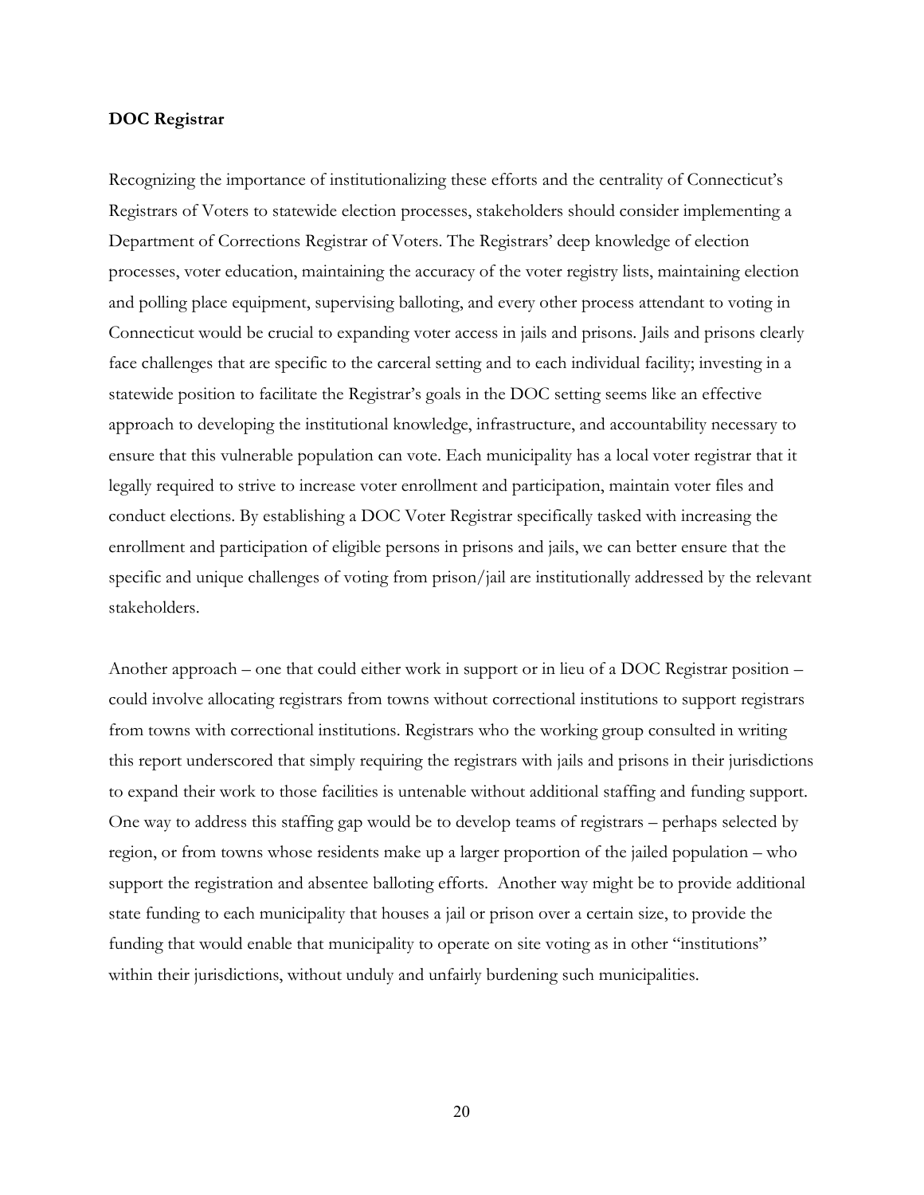**DOC Registrar**

Recognizing the importance of institutionalizing these efforts and the centrality of Connecticut's Registrars of Voters to statewide election processes, stakeholders should consider implementing a Department of Corrections Registrar of Voters. The Registrars' deep knowledge of election processes, voter education, maintaining the accuracy of the voter registry lists, maintaining election and polling place equipment, supervising balloting, and every other process attendant to voting in Connecticut would be crucial to expanding voter access in jails and prisons. Jails and prisons clearly face challenges that are specific to the carceral setting and to each individual facility; investing in a statewide position to facilitate the Registrar's goals in the DOC setting seems like an effective approach to developing the institutional knowledge, infrastructure, and accountability necessary to ensure that this vulnerable population can vote. Each municipality has a local voter registrar that it legally required to strive to increase voter enrollment and participation, maintain voter files and conduct elections. By establishing a DOC Voter Registrar specifically tasked with increasing the enrollment and participation of eligible persons in prisons and jails, we can better ensure that the specific and unique challenges of voting from prison/jail are institutionally addressed by the relevant stakeholders.

Another approach – one that could either work in support or in lieu of a DOC Registrar position – could involve allocating registrars from towns without correctional institutions to support registrars from towns with correctional institutions. Registrars who the working group consulted in writing this report underscored that simply requiring the registrars with jails and prisons in their jurisdictions to expand their work to those facilities is untenable without additional staffing and funding support. One way to address this staffing gap would be to develop teams of registrars – perhaps selected by region, or from towns whose residents make up a larger proportion of the jailed population – who support the registration and absentee balloting efforts. Another way might be to provide additional state funding to each municipality that houses a jail or prison over a certain size, to provide the funding that would enable that municipality to operate on site voting as in other "institutions" within their jurisdictions, without unduly and unfairly burdening such municipalities.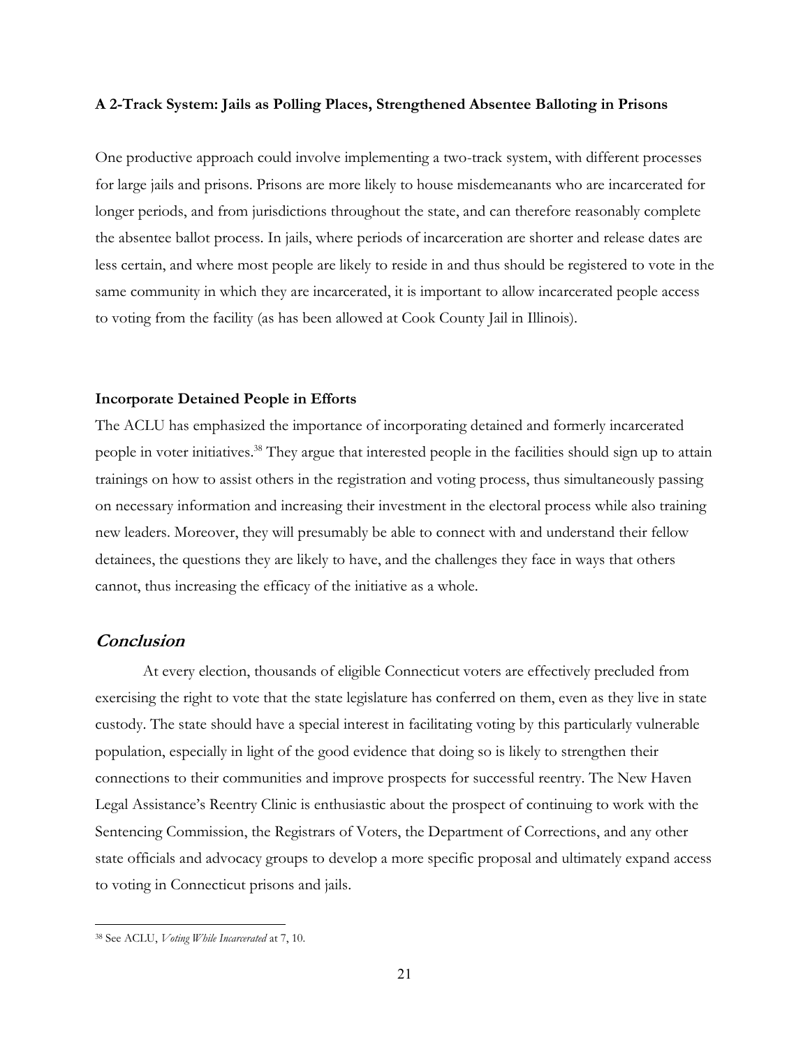**A 2-Track System: Jails as Polling Places, Strengthened Absentee Balloting in Prisons**

One productive approach could involve implementing a two-track system, with different processes for large jails and prisons. Prisons are more likely to house misdemeanants who are incarcerated for longer periods, and from jurisdictions throughout the state, and can therefore reasonably complete the absentee ballot process. In jails, where periods of incarceration are shorter and release dates are less certain, and where most people are likely to reside in and thus should be registered to vote in the same community in which they are incarcerated, it is important to allow incarcerated people access to voting from the facility (as has been allowed at Cook County Jail in Illinois).

**Incorporate Detained People in Efforts**

The ACLU has emphasized the importance of incorporating detained and formerly incarcerated people in voter initiatives.[38] They argue that interested people in the facilities should sign up to attain trainings on how to assist others in the registration and voting process, thus simultaneously passing on necessary information and increasing their investment in the electoral process while also training new leaders. Moreover, they will presumably be able to connect with and understand their fellow detainees, the questions they are likely to have, and the challenges they face in ways that others cannot, thus increasing the efficacy of the initiative as a whole.

## *Conclusion*

At every election, thousands of eligible Connecticut voters are effectively precluded from exercising the right to vote that the state legislature has conferred on them, even as they live in state custody. The state should have a special interest in facilitating voting by this particularly vulnerable population, especially in light of the good evidence that doing so is likely to strengthen their connections to their communities and improve prospects for successful reentry. The New Haven Legal Assistance's Reentry Clinic is enthusiastic about the prospect of continuing to work with the Sentencing Commission, the Registrars of Voters, the Department of Corrections, and any other state officials and advocacy groups to develop a more specific proposal and ultimately expand access to voting in Connecticut prisons and jails.

---

[38] See ACLU, *Voting While Incarcerated* at 7, 10.